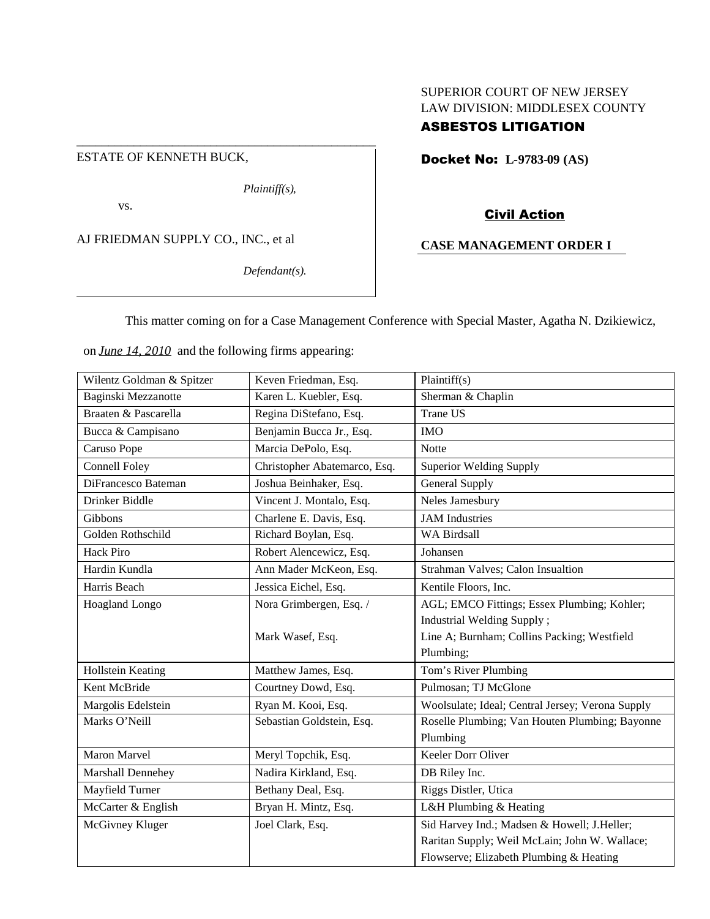SUPERIOR COURT OF NEW JERSEY
LAW DIVISION: MIDDLESEX COUNTY
**ASBESTOS LITIGATION**

ESTATE OF KENNETH BUCK,

*Plaintiff(s),*

vs.

AJ FRIEDMAN SUPPLY CO., INC., et al

*Defendant(s).*

**Docket No: L-9783-09 (AS)**

**Civil Action**

**CASE MANAGEMENT ORDER I**

This matter coming on for a Case Management Conference with Special Master, Agatha N. Dzikiewicz, on *June 14, 2010* and the following firms appearing:

| | | |
|---|---|---|
| Wilentz Goldman & Spitzer | Keven Friedman, Esq. | Plaintiff(s) |
| Baginski Mezzanotte | Karen L. Kuebler, Esq. | Sherman & Chaplin |
| Braaten & Pascarella | Regina DiStefano, Esq. | Trane US |
| Bucca & Campisano | Benjamin Bucca Jr., Esq. | IMO |
| Caruso Pope | Marcia DePolo, Esq. | Notte |
| Connell Foley | Christopher Abatemarco, Esq. | Superior Welding Supply |
| DiFrancesco Bateman | Joshua Beinhaker, Esq. | General Supply |
| Drinker Biddle | Vincent J. Montalo, Esq. | Neles Jamesbury |
| Gibbons | Charlene E. Davis, Esq. | JAM Industries |
| Golden Rothschild | Richard Boylan, Esq. | WA Birdsall |
| Hack Piro | Robert Alencewicz, Esq. | Johansen |
| Hardin Kundla | Ann Mader McKeon, Esq. | Strahman Valves; Calon Insualtion |
| Harris Beach | Jessica Eichel, Esq. | Kentile Floors, Inc. |
| Hoagland Longo | Nora Grimbergen, Esq. / Mark Wasef, Esq. | AGL; EMCO Fittings; Essex Plumbing; Kohler; Industrial Welding Supply ; Line A; Burnham; Collins Packing; Westfield Plumbing; |
| Hollstein Keating | Matthew James, Esq. | Tom's River Plumbing |
| Kent McBride | Courtney Dowd, Esq. | Pulmosan; TJ McGlone |
| Margolis Edelstein | Ryan M. Kooi, Esq. | Woolsulate; Ideal; Central Jersey; Verona Supply |
| Marks O'Neill | Sebastian Goldstein, Esq. | Roselle Plumbing; Van Houten Plumbing; Bayonne Plumbing |
| Maron Marvel | Meryl Topchik, Esq. | Keeler Dorr Oliver |
| Marshall Dennehey | Nadira Kirkland, Esq. | DB Riley Inc. |
| Mayfield Turner | Bethany Deal, Esq. | Riggs Distler, Utica |
| McCarter & English | Bryan H. Mintz, Esq. | L&H Plumbing & Heating |
| McGivney Kluger | Joel Clark, Esq. | Sid Harvey Ind.; Madsen & Howell; J.Heller; Raritan Supply; Weil McLain; John W. Wallace; Flowserve; Elizabeth Plumbing & Heating |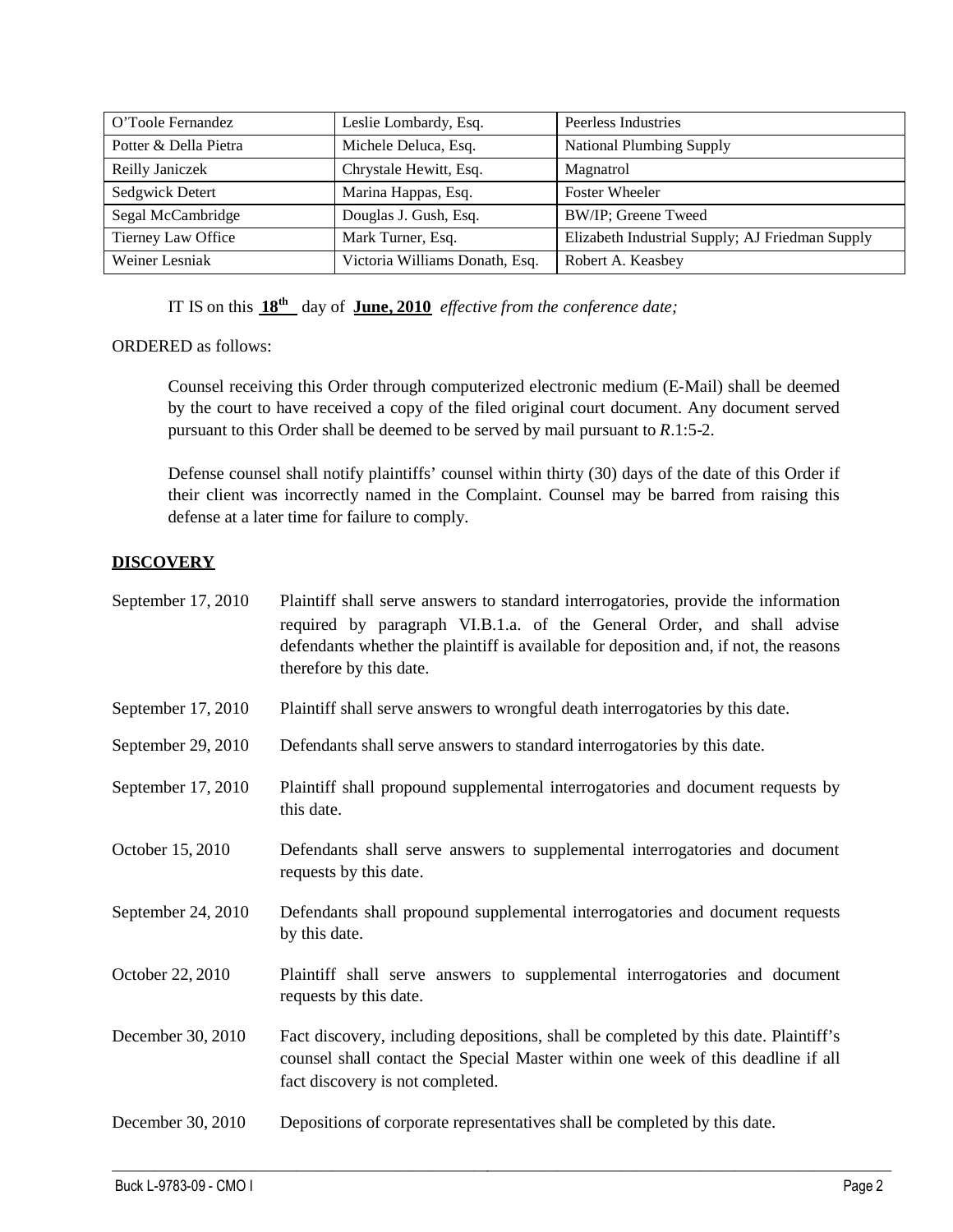| | | |
|---|---|---|
| O'Toole Fernandez | Leslie Lombardy, Esq. | Peerless Industries |
| Potter & Della Pietra | Michele Deluca, Esq. | National Plumbing Supply |
| Reilly Janiczek | Chrystale Hewitt, Esq. | Magnatrol |
| Sedgwick Detert | Marina Happas, Esq. | Foster Wheeler |
| Segal McCambridge | Douglas J. Gush, Esq. | BW/IP; Greene Tweed |
| Tierney Law Office | Mark Turner, Esq. | Elizabeth Industrial Supply; AJ Friedman Supply |
| Weiner Lesniak | Victoria Williams Donath, Esq. | Robert A. Keasbey |

IT IS on this **18th** day of **June, 2010** *effective from the conference date;*

ORDERED as follows:

Counsel receiving this Order through computerized electronic medium (E-Mail) shall be deemed by the court to have received a copy of the filed original court document. Any document served pursuant to this Order shall be deemed to be served by mail pursuant to *R*.1:5-2.

Defense counsel shall notify plaintiffs' counsel within thirty (30) days of the date of this Order if their client was incorrectly named in the Complaint. Counsel may be barred from raising this defense at a later time for failure to comply.

## DISCOVERY

| | |
|---|---|
| September 17, 2010 | Plaintiff shall serve answers to standard interrogatories, provide the information required by paragraph VI.B.1.a. of the General Order, and shall advise defendants whether the plaintiff is available for deposition and, if not, the reasons therefore by this date. |
| September 17, 2010 | Plaintiff shall serve answers to wrongful death interrogatories by this date. |
| September 29, 2010 | Defendants shall serve answers to standard interrogatories by this date. |
| September 17, 2010 | Plaintiff shall propound supplemental interrogatories and document requests by this date. |
| October 15, 2010 | Defendants shall serve answers to supplemental interrogatories and document requests by this date. |
| September 24, 2010 | Defendants shall propound supplemental interrogatories and document requests by this date. |
| October 22, 2010 | Plaintiff shall serve answers to supplemental interrogatories and document requests by this date. |
| December 30, 2010 | Fact discovery, including depositions, shall be completed by this date. Plaintiff's counsel shall contact the Special Master within one week of this deadline if all fact discovery is not completed. |
| December 30, 2010 | Depositions of corporate representatives shall be completed by this date. |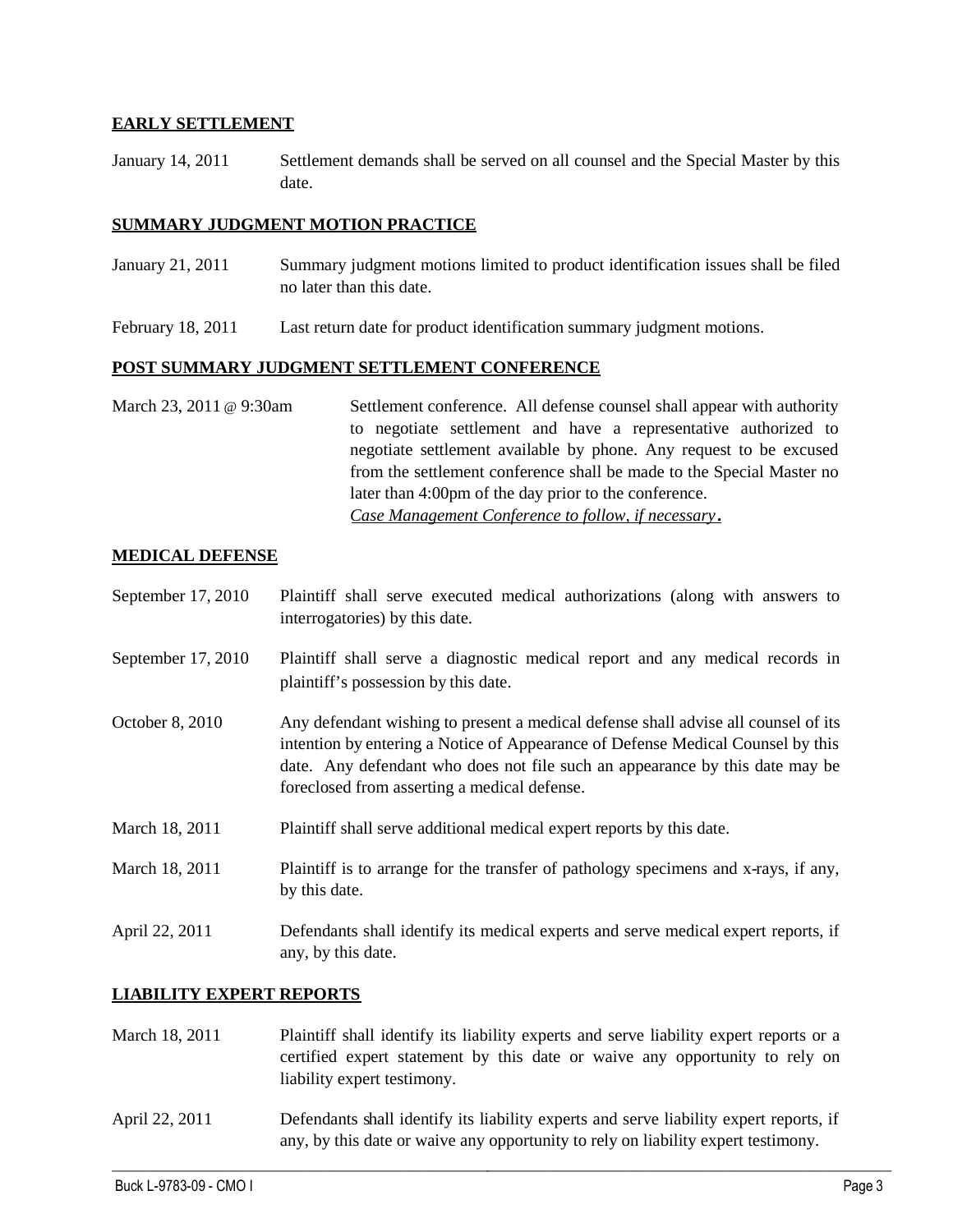**EARLY SETTLEMENT**

January 14, 2011 Settlement demands shall be served on all counsel and the Special Master by this date.

**SUMMARY JUDGMENT MOTION PRACTICE**

January 21, 2011 Summary judgment motions limited to product identification issues shall be filed no later than this date.

February 18, 2011 Last return date for product identification summary judgment motions.

**POST SUMMARY JUDGMENT SETTLEMENT CONFERENCE**

March 23, 2011 @ 9:30am Settlement conference. All defense counsel shall appear with authority to negotiate settlement and have a representative authorized to negotiate settlement available by phone. Any request to be excused from the settlement conference shall be made to the Special Master no later than 4:00pm of the day prior to the conference.
*Case Management Conference to follow, if necessary*.

**MEDICAL DEFENSE**

September 17, 2010 Plaintiff shall serve executed medical authorizations (along with answers to interrogatories) by this date.

September 17, 2010 Plaintiff shall serve a diagnostic medical report and any medical records in plaintiff's possession by this date.

October 8, 2010 Any defendant wishing to present a medical defense shall advise all counsel of its intention by entering a Notice of Appearance of Defense Medical Counsel by this date. Any defendant who does not file such an appearance by this date may be foreclosed from asserting a medical defense.

March 18, 2011 Plaintiff shall serve additional medical expert reports by this date.

March 18, 2011 Plaintiff is to arrange for the transfer of pathology specimens and x-rays, if any, by this date.

April 22, 2011 Defendants shall identify its medical experts and serve medical expert reports, if any, by this date.

**LIABILITY EXPERT REPORTS**

March 18, 2011 Plaintiff shall identify its liability experts and serve liability expert reports or a certified expert statement by this date or waive any opportunity to rely on liability expert testimony.

April 22, 2011 Defendants shall identify its liability experts and serve liability expert reports, if any, by this date or waive any opportunity to rely on liability expert testimony.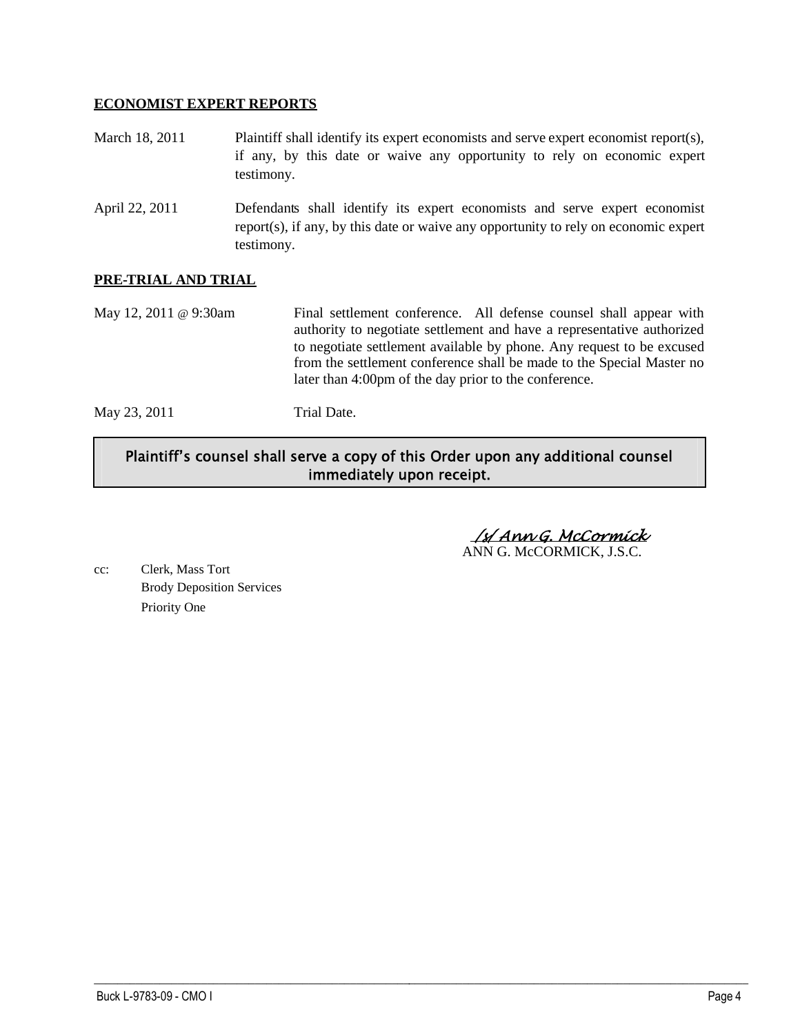**ECONOMIST EXPERT REPORTS**

| | |
|---|---|
| March 18, 2011 | Plaintiff shall identify its expert economists and serve expert economist report(s), if any, by this date or waive any opportunity to rely on economic expert testimony. |
| April 22, 2011 | Defendants shall identify its expert economists and serve expert economist report(s), if any, by this date or waive any opportunity to rely on economic expert testimony. |

**PRE-TRIAL AND TRIAL**

| | |
|---|---|
| May 12, 2011 @ 9:30am | Final settlement conference. All defense counsel shall appear with authority to negotiate settlement and have a representative authorized to negotiate settlement available by phone. Any request to be excused from the settlement conference shall be made to the Special Master no later than 4:00pm of the day prior to the conference. |
| May 23, 2011 | Trial Date. |

**Plaintiff's counsel shall serve a copy of this Order upon any additional counsel immediately upon receipt.**

/s/ Ann G. McCormick
ANN G. McCORMICK, J.S.C.

cc: Clerk, Mass Tort
Brody Deposition Services
Priority One